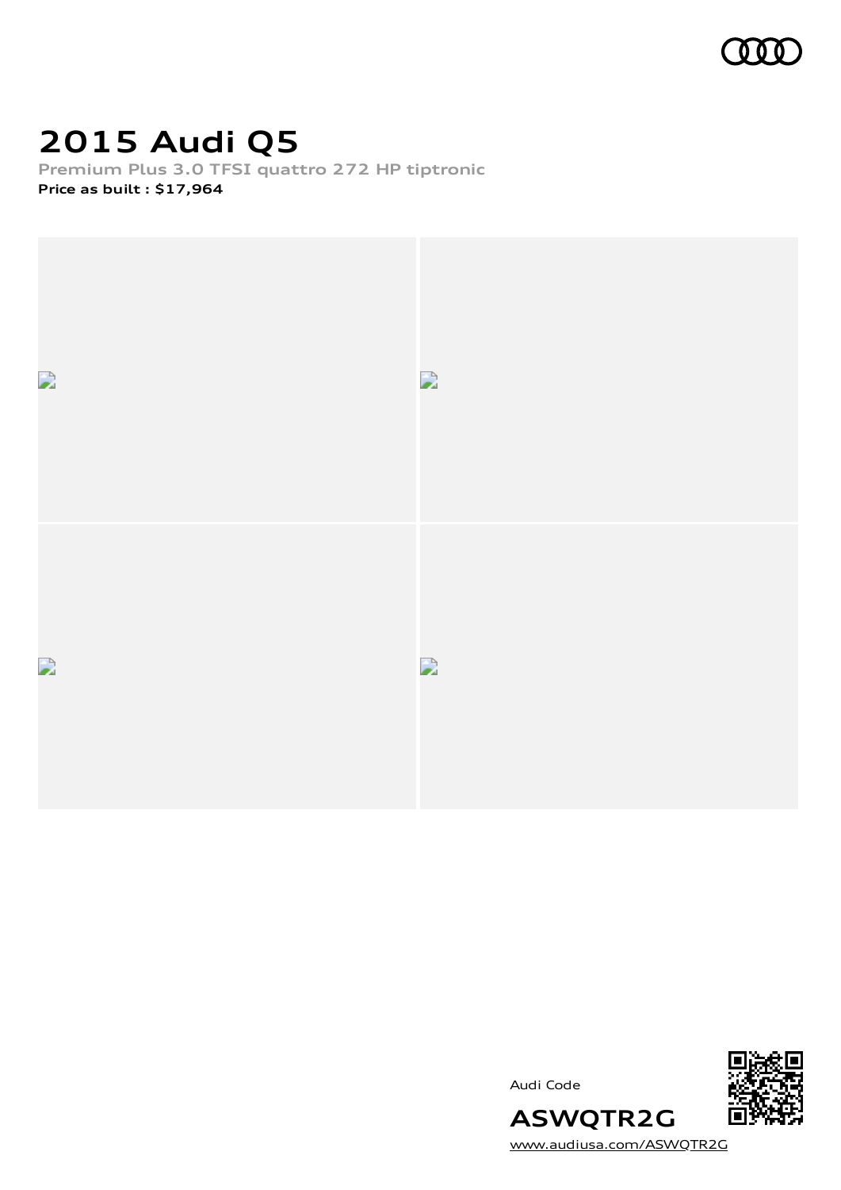# 2015 Audi Q5

**Premium Plus 3.0 TFSI quattro 272 HP tiptronic**

**Price as built : $17,964**

Audi Code

**ASWQTR2G**

www.audiusa.com/ASWQTR2G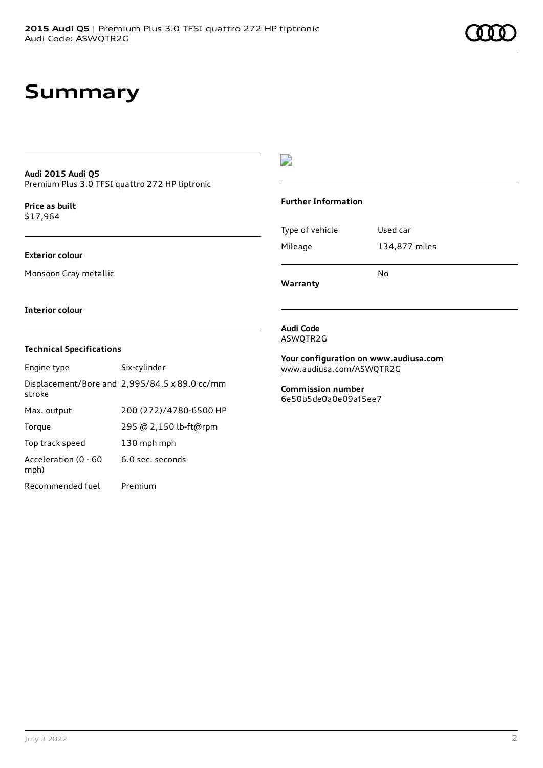# Summary

**Audi 2015 Audi Q5**
Premium Plus 3.0 TFSI quattro 272 HP tiptronic

**Price as built**
$17,964

**Exterior colour**

Monsoon Gray metallic

**Interior colour**

**Technical Specifications**

| | |
|---|---|
| Engine type | Six-cylinder |
| Displacement/Bore and stroke | 2,995/84.5 x 89.0 cc/mm |
| Max. output | 200 (272)/4780-6500 HP |
| Torque | 295 @ 2,150 lb-ft@rpm |
| Top track speed | 130 mph mph |
| Acceleration (0 - 60 mph) | 6.0 sec. seconds |
| Recommended fuel | Premium |

**Further Information**

| | |
|---|---|
| Type of vehicle | Used car |
| Mileage | 134,877 miles |
| **Warranty** | No |

**Audi Code**
ASWQTR2G

**Your configuration on www.audiusa.com**
www.audiusa.com/ASWQTR2G

**Commission number**
6e50b5de0a0e09af5ee7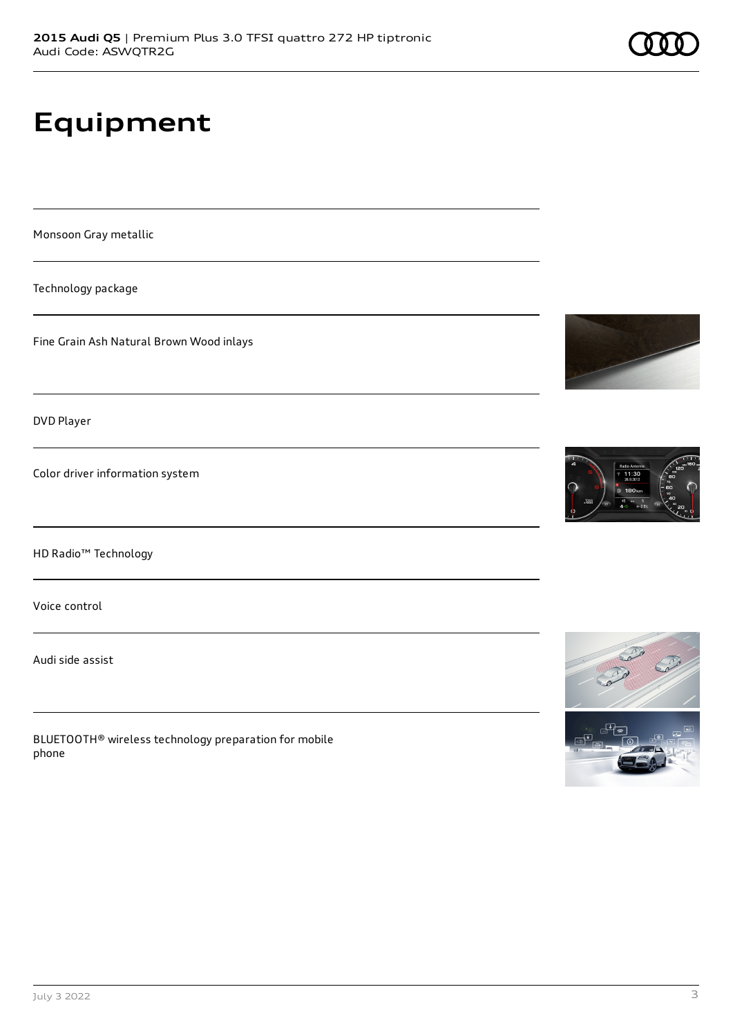# Equipment

Monsoon Gray metallic

Technology package

Fine Grain Ash Natural Brown Wood inlays

DVD Player

Color driver information system

HD Radio™ Technology

Voice control

Audi side assist

BLUETOOTH® wireless technology preparation for mobile phone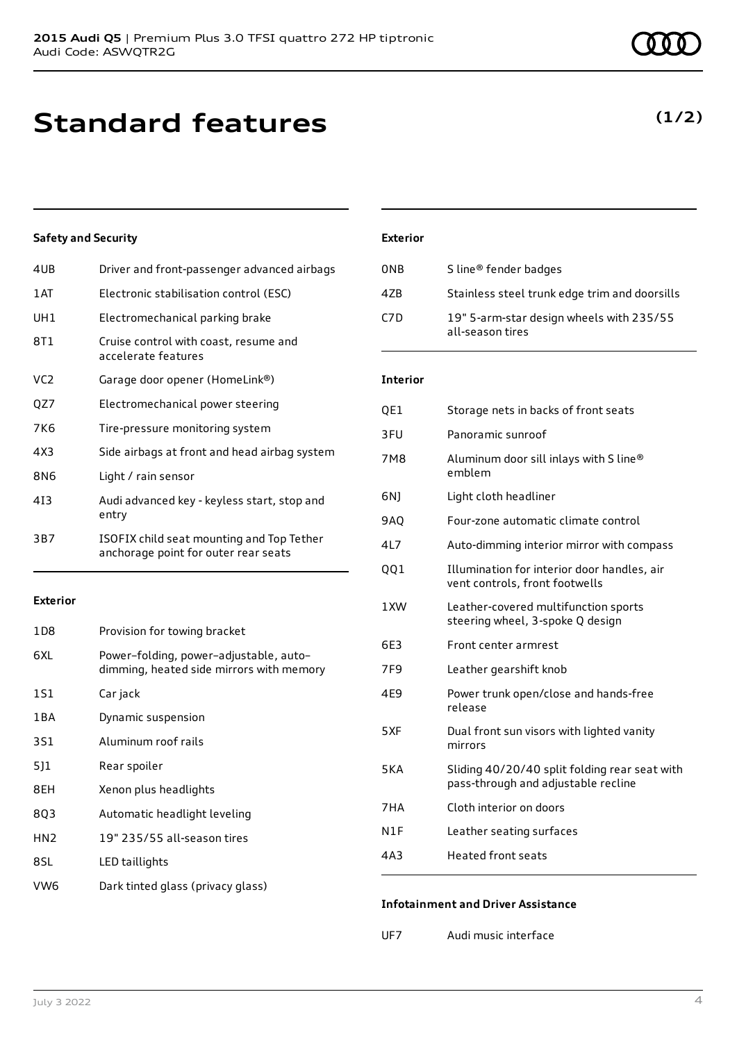# Standard features

**(1/2)**

### Safety and Security

| | |
|---|---|
| 4UB | Driver and front-passenger advanced airbags |
| 1AT | Electronic stabilisation control (ESC) |
| UH1 | Electromechanical parking brake |
| 8T1 | Cruise control with coast, resume and accelerate features |
| VC2 | Garage door opener (HomeLink®) |
| QZ7 | Electromechanical power steering |
| 7K6 | Tire-pressure monitoring system |
| 4X3 | Side airbags at front and head airbag system |
| 8N6 | Light / rain sensor |
| 4I3 | Audi advanced key - keyless start, stop and entry |
| 3B7 | ISOFIX child seat mounting and Top Tether anchorage point for outer rear seats |

### Exterior

| | |
|---|---|
| 1D8 | Provision for towing bracket |
| 6XL | Power–folding, power–adjustable, auto–dimming, heated side mirrors with memory |
| 1S1 | Car jack |
| 1BA | Dynamic suspension |
| 3S1 | Aluminum roof rails |
| 5J1 | Rear spoiler |
| 8EH | Xenon plus headlights |
| 8Q3 | Automatic headlight leveling |
| HN2 | 19" 235/55 all-season tires |
| 8SL | LED taillights |
| VW6 | Dark tinted glass (privacy glass) |

### Exterior

| | |
|---|---|
| 0NB | S line® fender badges |
| 4ZB | Stainless steel trunk edge trim and doorsills |
| C7D | 19" 5-arm-star design wheels with 235/55 all-season tires |

### Interior

| | |
|---|---|
| QE1 | Storage nets in backs of front seats |
| 3FU | Panoramic sunroof |
| 7M8 | Aluminum door sill inlays with S line® emblem |
| 6NJ | Light cloth headliner |
| 9AQ | Four-zone automatic climate control |
| 4L7 | Auto-dimming interior mirror with compass |
| QQ1 | Illumination for interior door handles, air vent controls, front footwells |
| 1XW | Leather-covered multifunction sports steering wheel, 3-spoke Q design |
| 6E3 | Front center armrest |
| 7F9 | Leather gearshift knob |
| 4E9 | Power trunk open/close and hands-free release |
| 5XF | Dual front sun visors with lighted vanity mirrors |
| 5KA | Sliding 40/20/40 split folding rear seat with pass-through and adjustable recline |
| 7HA | Cloth interior on doors |
| N1F | Leather seating surfaces |
| 4A3 | Heated front seats |

### Infotainment and Driver Assistance

| | |
|---|---|
| UF7 | Audi music interface |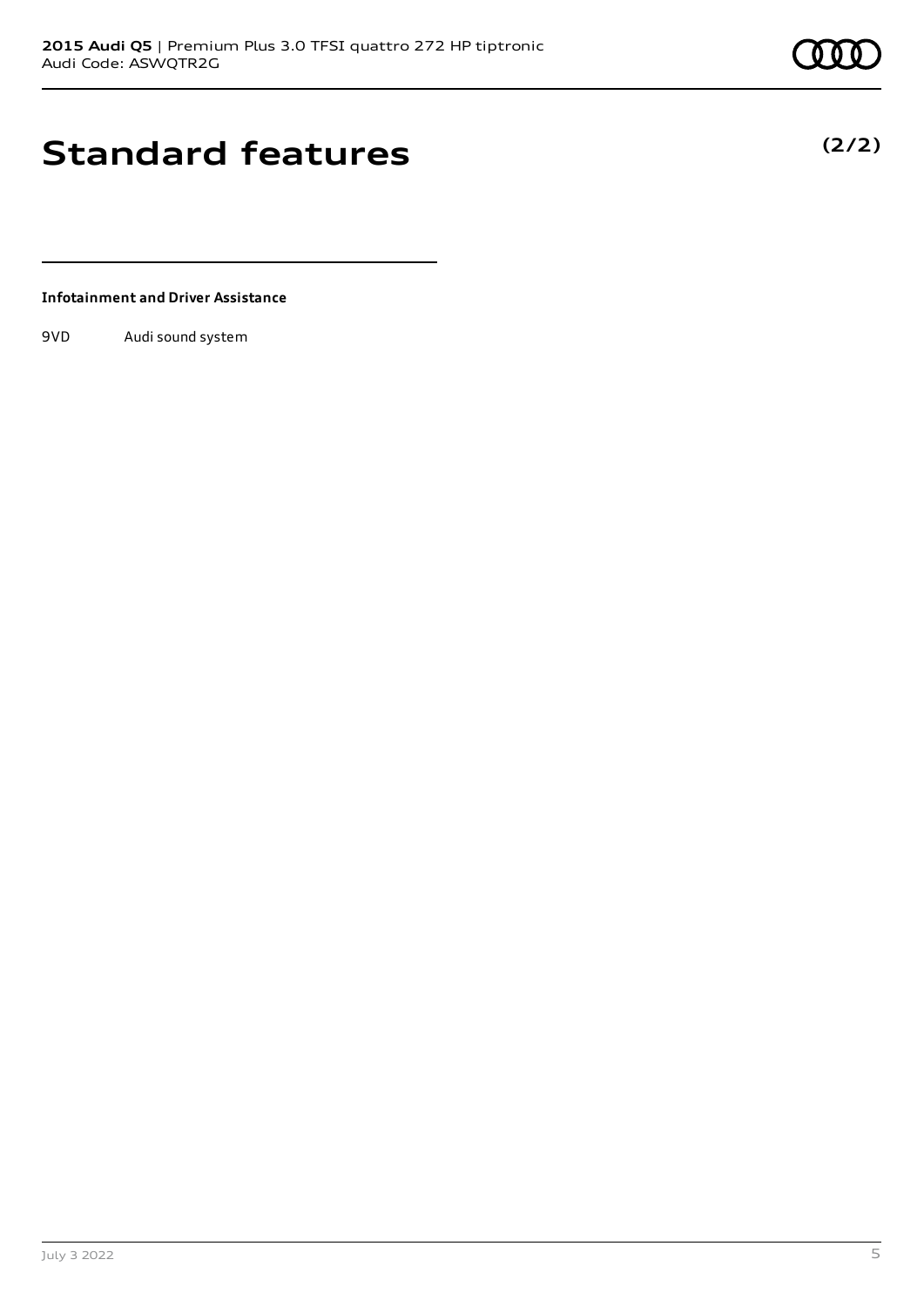# Standard features

**(2/2)**

**Infotainment and Driver Assistance**

| | |
|---|---|
| 9VD | Audi sound system |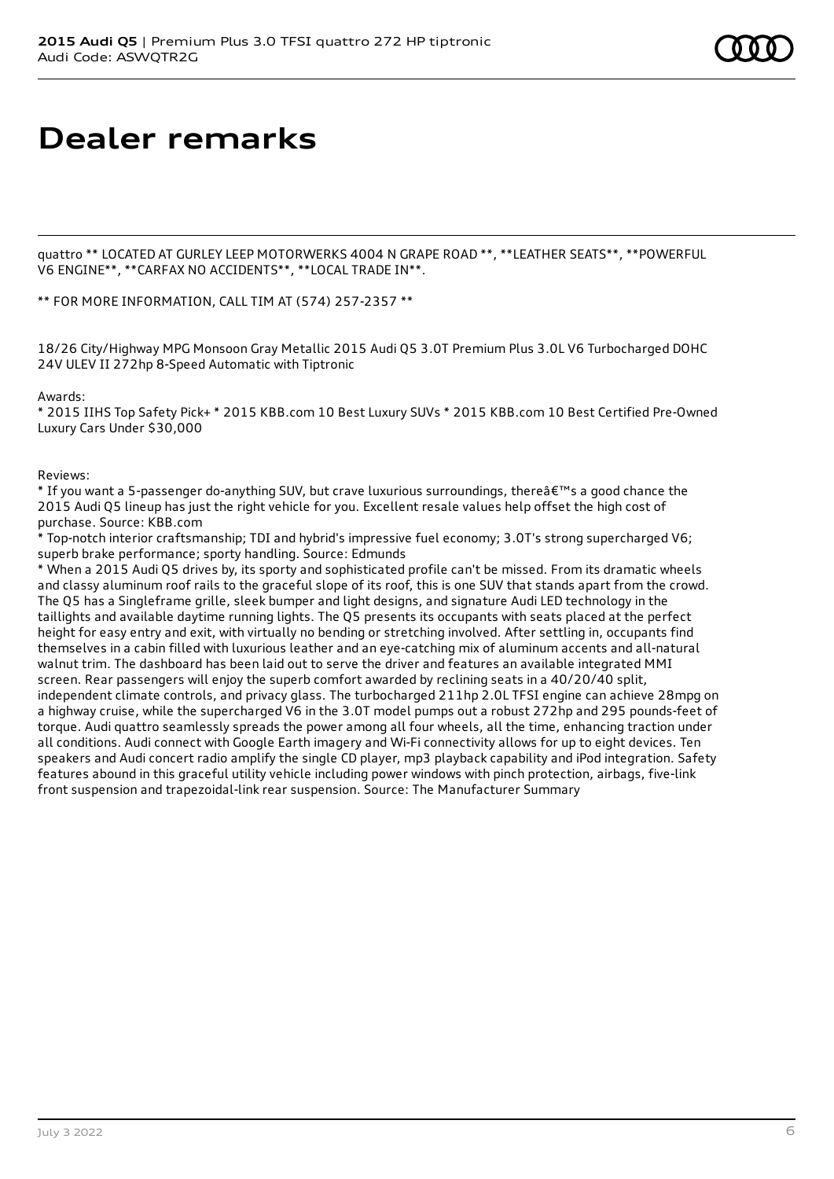# Dealer remarks

quattro ** LOCATED AT GURLEY LEEP MOTORWERKS 4004 N GRAPE ROAD **, **LEATHER SEATS**, **POWERFUL V6 ENGINE**, **CARFAX NO ACCIDENTS**, **LOCAL TRADE IN**.

** FOR MORE INFORMATION, CALL TIM AT (574) 257-2357 **

18/26 City/Highway MPG Monsoon Gray Metallic 2015 Audi Q5 3.0T Premium Plus 3.0L V6 Turbocharged DOHC 24V ULEV II 272hp 8-Speed Automatic with Tiptronic

Awards:
* 2015 IIHS Top Safety Pick+ * 2015 KBB.com 10 Best Luxury SUVs * 2015 KBB.com 10 Best Certified Pre-Owned Luxury Cars Under $30,000

Reviews:
* If you want a 5-passenger do-anything SUV, but crave luxurious surroundings, thereâ€™s a good chance the 2015 Audi Q5 lineup has just the right vehicle for you. Excellent resale values help offset the high cost of purchase. Source: KBB.com
* Top-notch interior craftsmanship; TDI and hybrid's impressive fuel economy; 3.0T's strong supercharged V6; superb brake performance; sporty handling. Source: Edmunds
* When a 2015 Audi Q5 drives by, its sporty and sophisticated profile can't be missed. From its dramatic wheels and classy aluminum roof rails to the graceful slope of its roof, this is one SUV that stands apart from the crowd. The Q5 has a Singleframe grille, sleek bumper and light designs, and signature Audi LED technology in the taillights and available daytime running lights. The Q5 presents its occupants with seats placed at the perfect height for easy entry and exit, with virtually no bending or stretching involved. After settling in, occupants find themselves in a cabin filled with luxurious leather and an eye-catching mix of aluminum accents and all-natural walnut trim. The dashboard has been laid out to serve the driver and features an available integrated MMI screen. Rear passengers will enjoy the superb comfort awarded by reclining seats in a 40/20/40 split, independent climate controls, and privacy glass. The turbocharged 211hp 2.0L TFSI engine can achieve 28mpg on a highway cruise, while the supercharged V6 in the 3.0T model pumps out a robust 272hp and 295 pounds-feet of torque. Audi quattro seamlessly spreads the power among all four wheels, all the time, enhancing traction under all conditions. Audi connect with Google Earth imagery and Wi-Fi connectivity allows for up to eight devices. Ten speakers and Audi concert radio amplify the single CD player, mp3 playback capability and iPod integration. Safety features abound in this graceful utility vehicle including power windows with pinch protection, airbags, five-link front suspension and trapezoidal-link rear suspension. Source: The Manufacturer Summary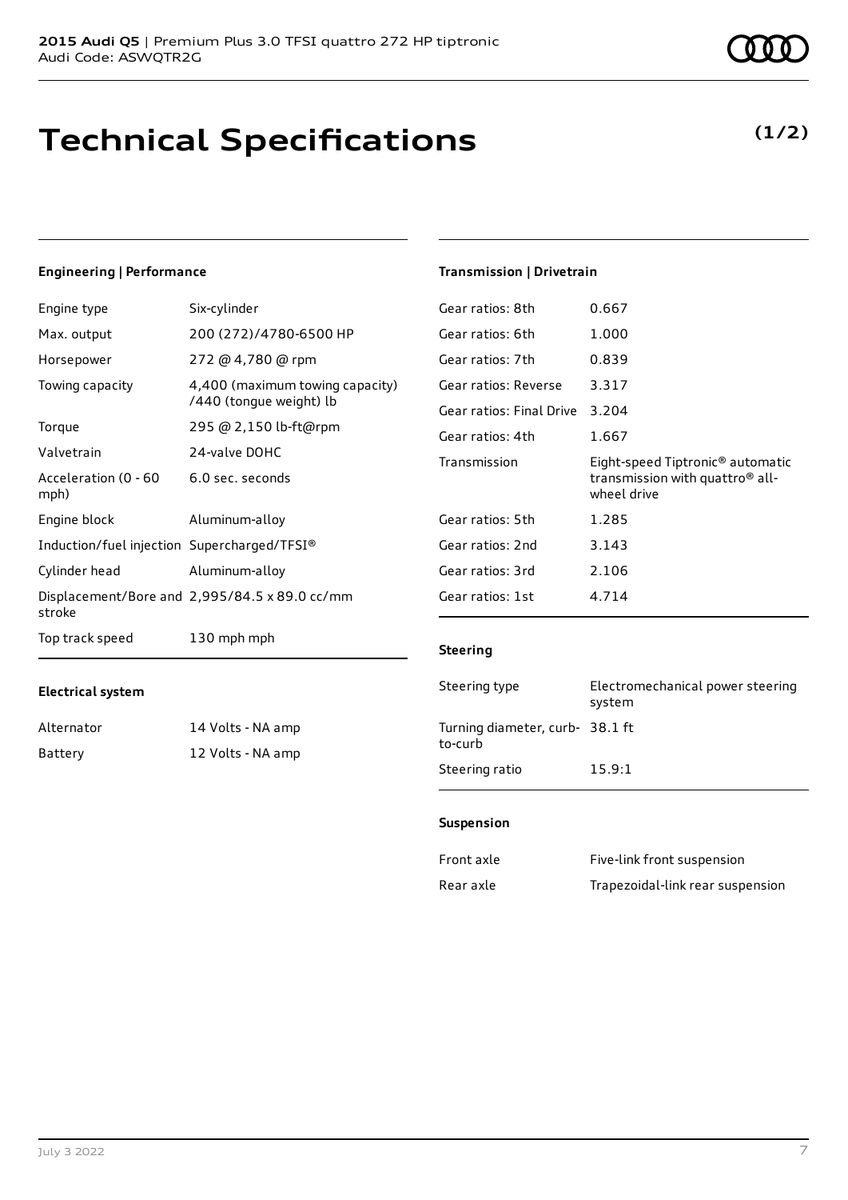# Technical Specifications

**(1/2)**

### Engineering | Performance

| | |
|---|---|
| Engine type | Six-cylinder |
| Max. output | 200 (272)/4780-6500 HP |
| Horsepower | 272 @ 4,780 @ rpm |
| Towing capacity | 4,400 (maximum towing capacity) /440 (tongue weight) lb |
| Torque | 295 @ 2,150 lb-ft@rpm |
| Valvetrain | 24-valve DOHC |
| Acceleration (0 - 60 mph) | 6.0 sec. seconds |
| Engine block | Aluminum-alloy |
| Induction/fuel injection | Supercharged/TFSI® |
| Cylinder head | Aluminum-alloy |
| Displacement/Bore and stroke | 2,995/84.5 x 89.0 cc/mm |
| Top track speed | 130 mph mph |

### Electrical system

| | |
|---|---|
| Alternator | 14 Volts - NA amp |
| Battery | 12 Volts - NA amp |

### Transmission | Drivetrain

| | |
|---|---|
| Gear ratios: 8th | 0.667 |
| Gear ratios: 6th | 1.000 |
| Gear ratios: 7th | 0.839 |
| Gear ratios: Reverse | 3.317 |
| Gear ratios: Final Drive | 3.204 |
| Gear ratios: 4th | 1.667 |
| Transmission | Eight-speed Tiptronic® automatic transmission with quattro® all-wheel drive |
| Gear ratios: 5th | 1.285 |
| Gear ratios: 2nd | 3.143 |
| Gear ratios: 3rd | 2.106 |
| Gear ratios: 1st | 4.714 |

### Steering

| | |
|---|---|
| Steering type | Electromechanical power steering system |
| Turning diameter, curb-to-curb | 38.1 ft |
| Steering ratio | 15.9:1 |

### Suspension

| | |
|---|---|
| Front axle | Five-link front suspension |
| Rear axle | Trapezoidal-link rear suspension |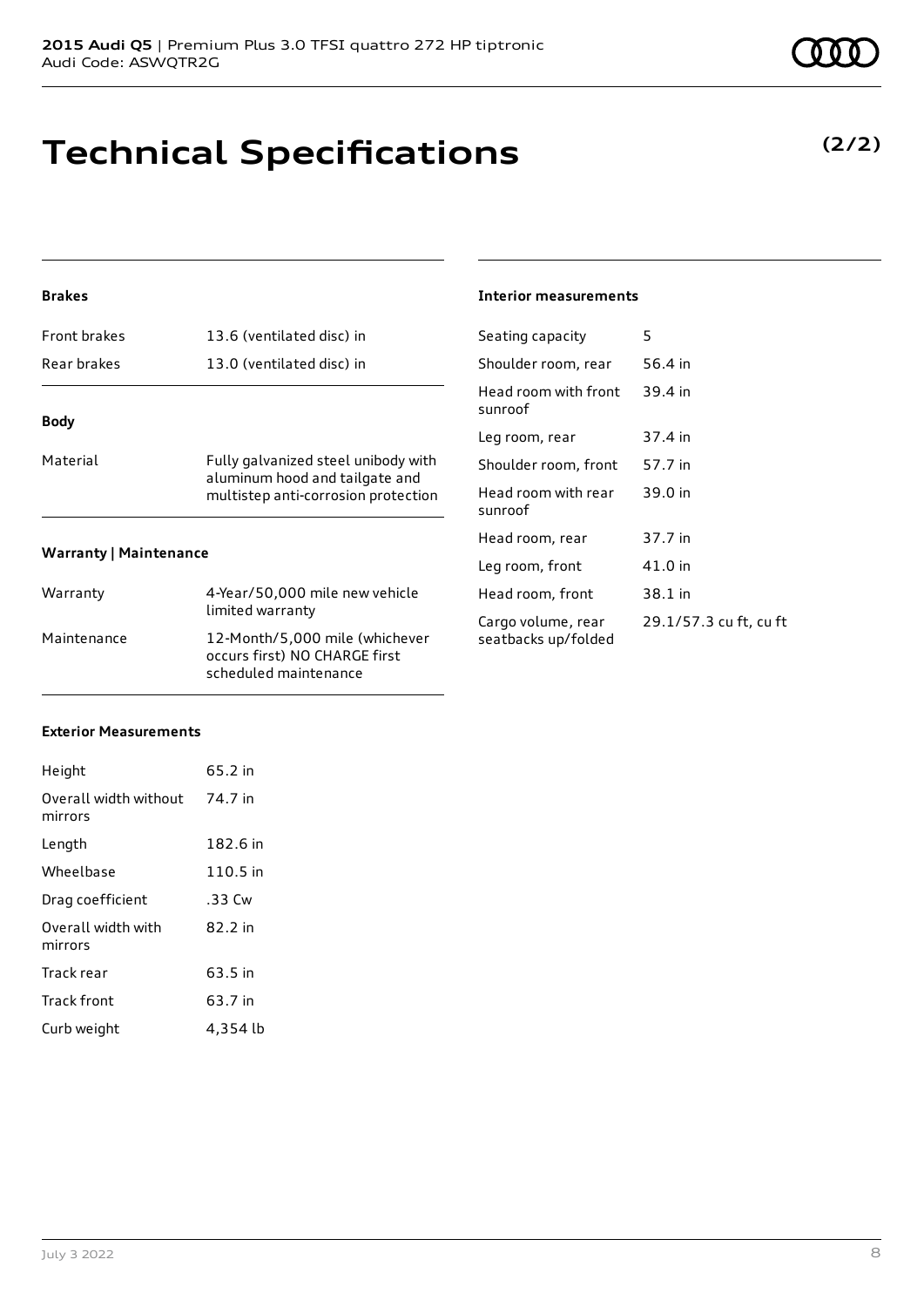# Technical Specifications

**(2/2)**

### Brakes

| | |
|---|---|
| Front brakes | 13.6 (ventilated disc) in |
| Rear brakes | 13.0 (ventilated disc) in |

### Body

| | |
|---|---|
| Material | Fully galvanized steel unibody with aluminum hood and tailgate and multistep anti-corrosion protection |

### Warranty | Maintenance

| | |
|---|---|
| Warranty | 4-Year/50,000 mile new vehicle limited warranty |
| Maintenance | 12-Month/5,000 mile (whichever occurs first) NO CHARGE first scheduled maintenance |

### Exterior Measurements

| | |
|---|---|
| Height | 65.2 in |
| Overall width without mirrors | 74.7 in |
| Length | 182.6 in |
| Wheelbase | 110.5 in |
| Drag coefficient | .33 Cw |
| Overall width with mirrors | 82.2 in |
| Track rear | 63.5 in |
| Track front | 63.7 in |
| Curb weight | 4,354 lb |

### Interior measurements

| | |
|---|---|
| Seating capacity | 5 |
| Shoulder room, rear | 56.4 in |
| Head room with front sunroof | 39.4 in |
| Leg room, rear | 37.4 in |
| Shoulder room, front | 57.7 in |
| Head room with rear sunroof | 39.0 in |
| Head room, rear | 37.7 in |
| Leg room, front | 41.0 in |
| Head room, front | 38.1 in |
| Cargo volume, rear seatbacks up/folded | 29.1/57.3 cu ft, cu ft |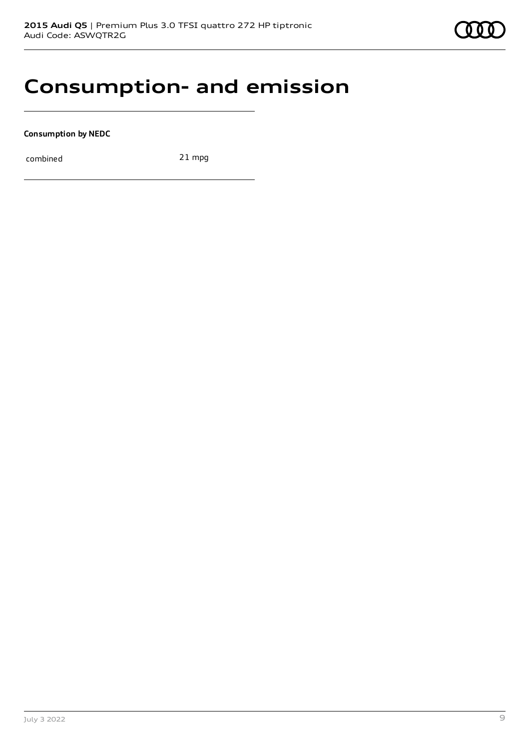# Consumption- and emission

**Consumption by NEDC**

| combined | 21 mpg |
|---|---|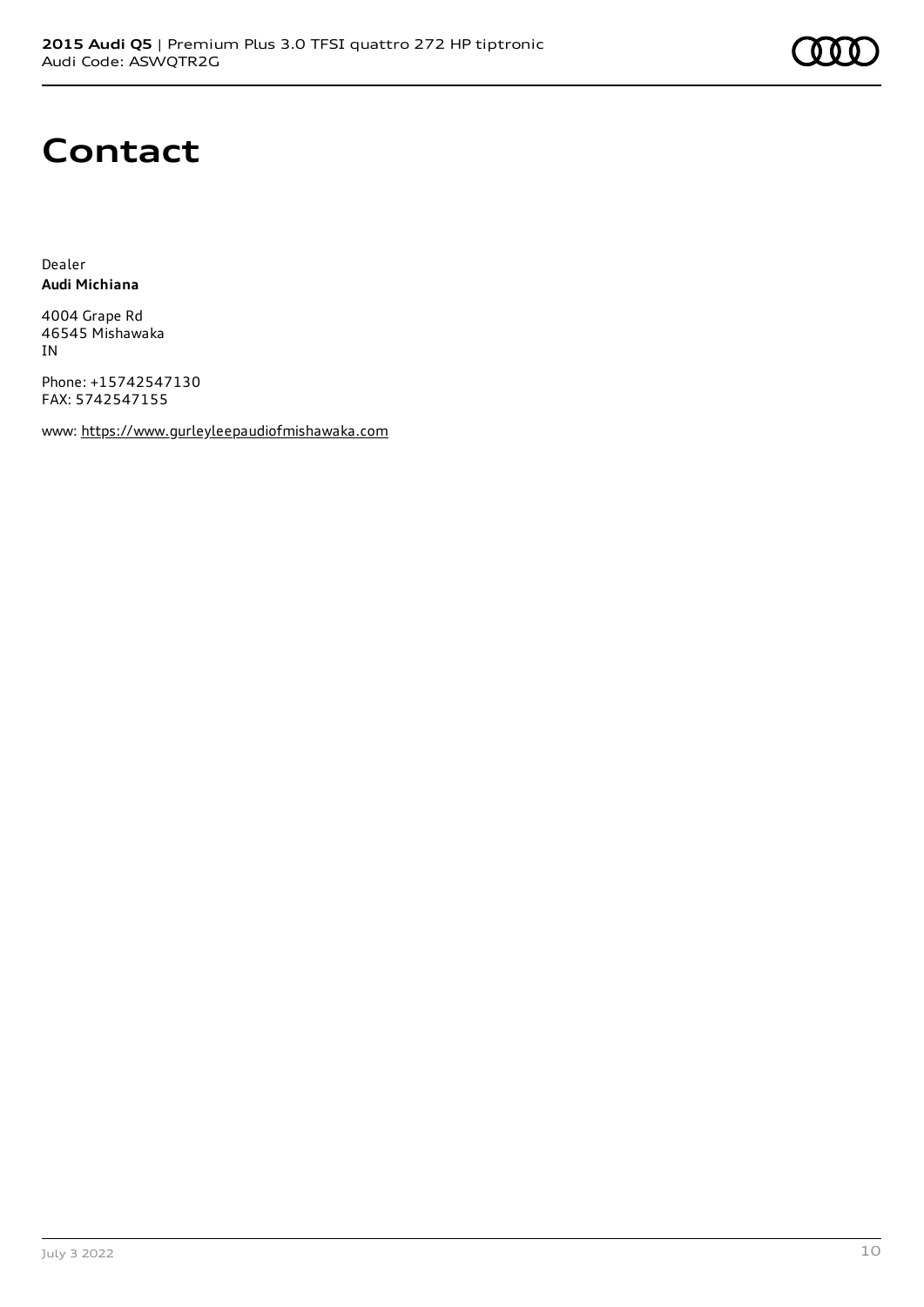# Contact

Dealer
**Audi Michiana**

4004 Grape Rd
46545 Mishawaka
IN

Phone: +15742547130
FAX: 5742547155

www: https://www.gurleyleepaudiofmishawaka.com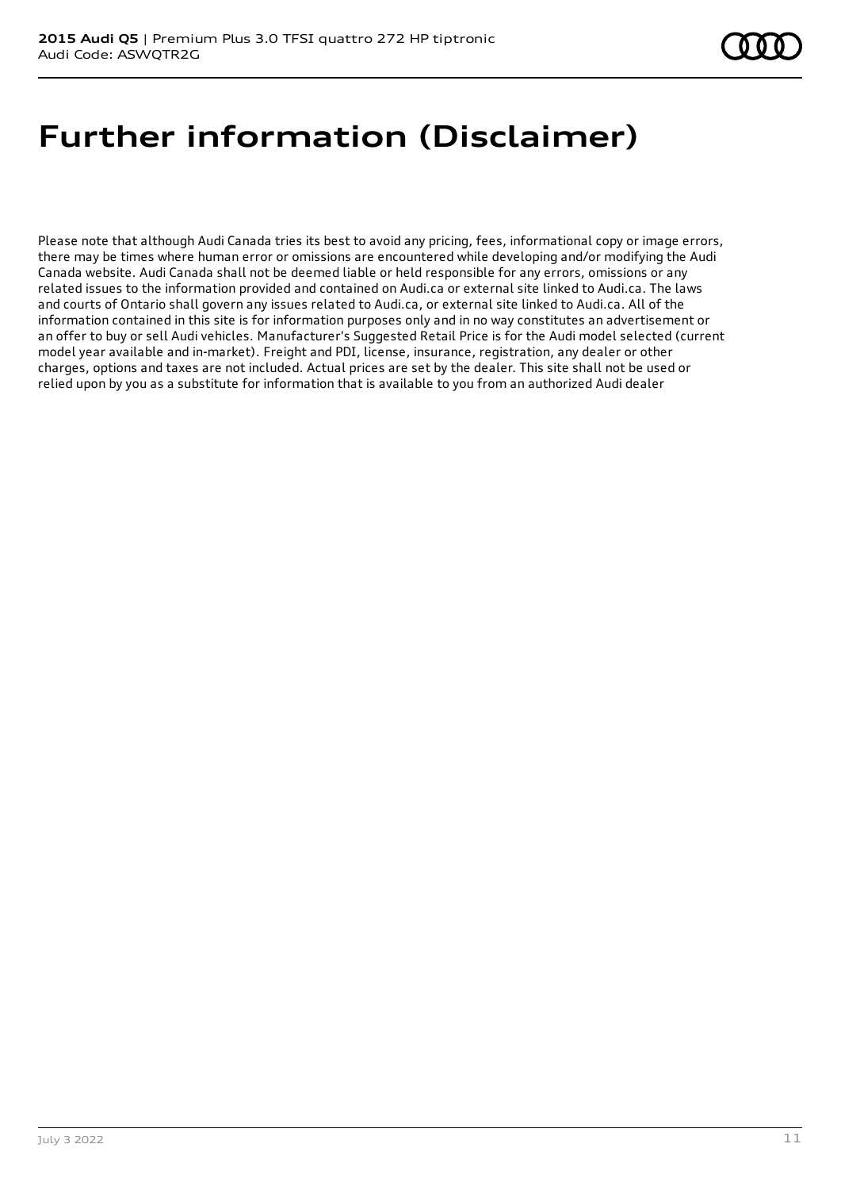# Further information (Disclaimer)

Please note that although Audi Canada tries its best to avoid any pricing, fees, informational copy or image errors, there may be times where human error or omissions are encountered while developing and/or modifying the Audi Canada website. Audi Canada shall not be deemed liable or held responsible for any errors, omissions or any related issues to the information provided and contained on Audi.ca or external site linked to Audi.ca. The laws and courts of Ontario shall govern any issues related to Audi.ca, or external site linked to Audi.ca. All of the information contained in this site is for information purposes only and in no way constitutes an advertisement or an offer to buy or sell Audi vehicles. Manufacturer's Suggested Retail Price is for the Audi model selected (current model year available and in-market). Freight and PDI, license, insurance, registration, any dealer or other charges, options and taxes are not included. Actual prices are set by the dealer. This site shall not be used or relied upon by you as a substitute for information that is available to you from an authorized Audi dealer